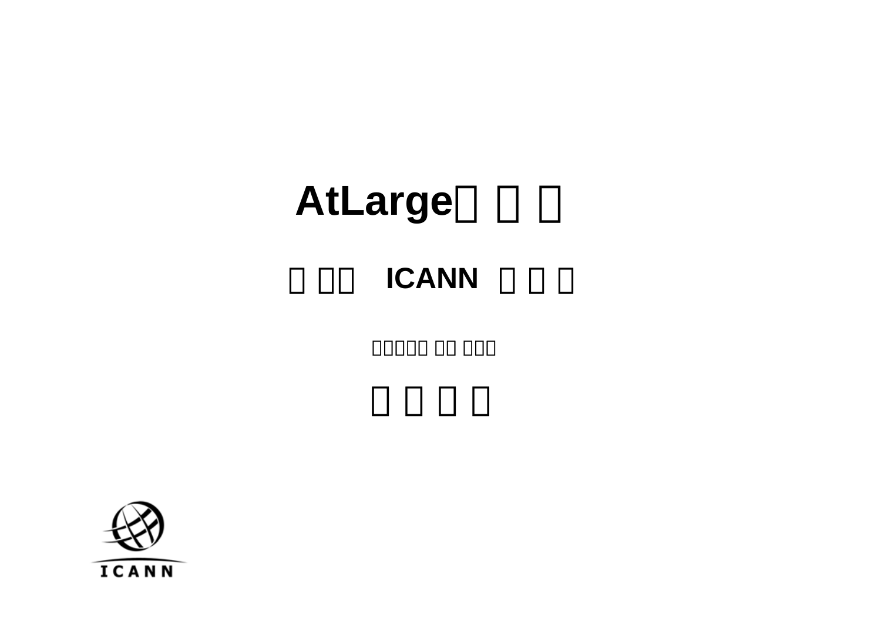# AtLarge

## ICANN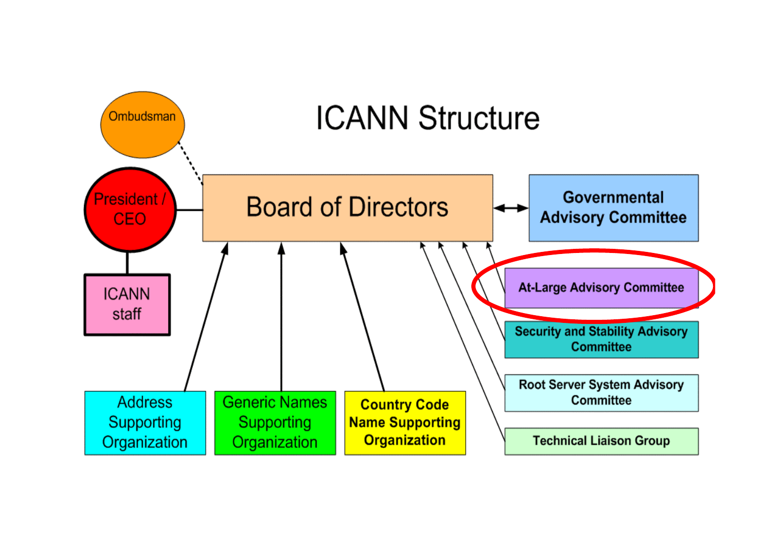# ICANN Structure

- Ombudsman
- President / CEO
- ICANN staff
- Board of Directors
- Governmental Advisory Committee
- At-Large Advisory Committee
- Security and Stability Advisory Committee
- Root Server System Advisory Committee
- Technical Liaison Group
- Address Supporting Organization
- Generic Names Supporting Organization
- Country Code Name Supporting Organization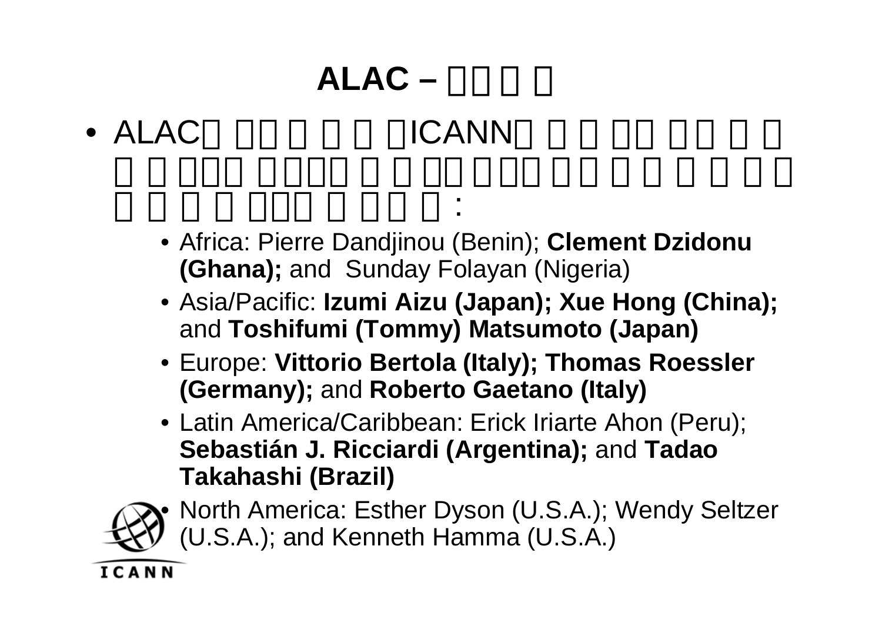# ALAC – □□ □ □

- ALAC□ □□□ □ □ □ICANN□ □ □ □□ □□ □ □ □ □ □□□ □□□□ □ □ □□ □□□ □□ □ □ □ □ □□ □ □ □ □ □□□ □ □□ □:
  - Africa: Pierre Dandjinou (Benin); **Clement Dzidonu (Ghana);** and Sunday Folayan (Nigeria)
  - Asia/Pacific: **Izumi Aizu (Japan); Xue Hong (China);** and **Toshifumi (Tommy) Matsumoto (Japan)**
  - Europe: **Vittorio Bertola (Italy); Thomas Roessler (Germany);** and **Roberto Gaetano (Italy)**
  - Latin America/Caribbean: Erick Iriarte Ahon (Peru); **Sebastián J. Ricciardi (Argentina);** and **Tadao Takahashi (Brazil)**
  - North America: Esther Dyson (U.S.A.); Wendy Seltzer (U.S.A.); and Kenneth Hamma (U.S.A.)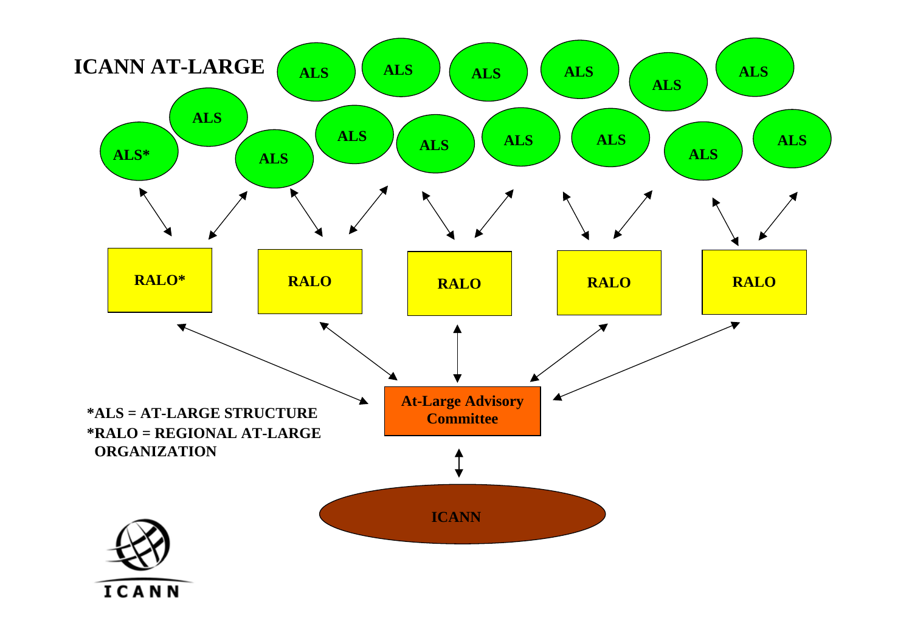# ICANN AT-LARGE

ALS* ALS ALS ALS ALS ALS ALS ALS ALS ALS ALS ALS ALS ALS ALS

RALO* RALO RALO RALO RALO

At-Large Advisory Committee

ICANN

*ALS = AT-LARGE STRUCTURE

*RALO = REGIONAL AT-LARGE ORGANIZATION

ICANN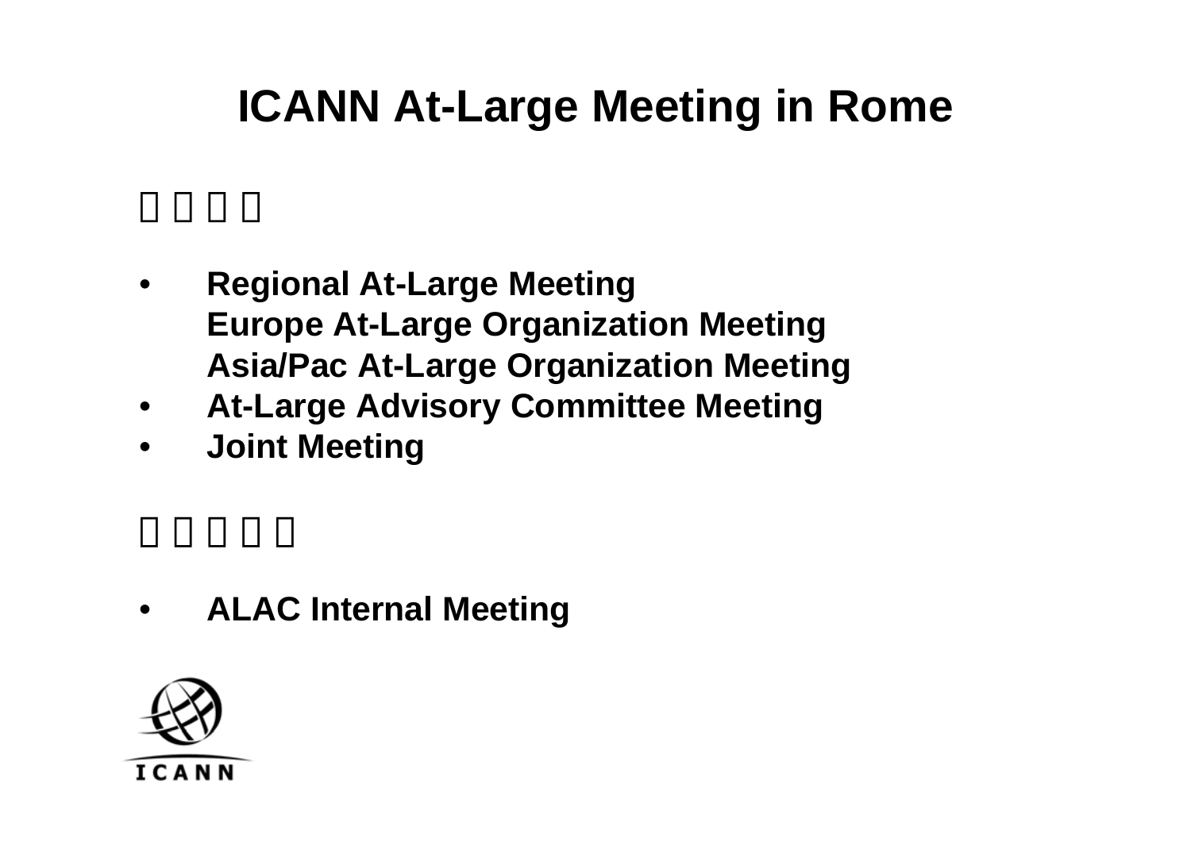# ICANN At-Large Meeting in Rome

- Regional At-Large Meeting
  Europe At-Large Organization Meeting
  Asia/Pac At-Large Organization Meeting
- At-Large Advisory Committee Meeting
- Joint Meeting

- ALAC Internal Meeting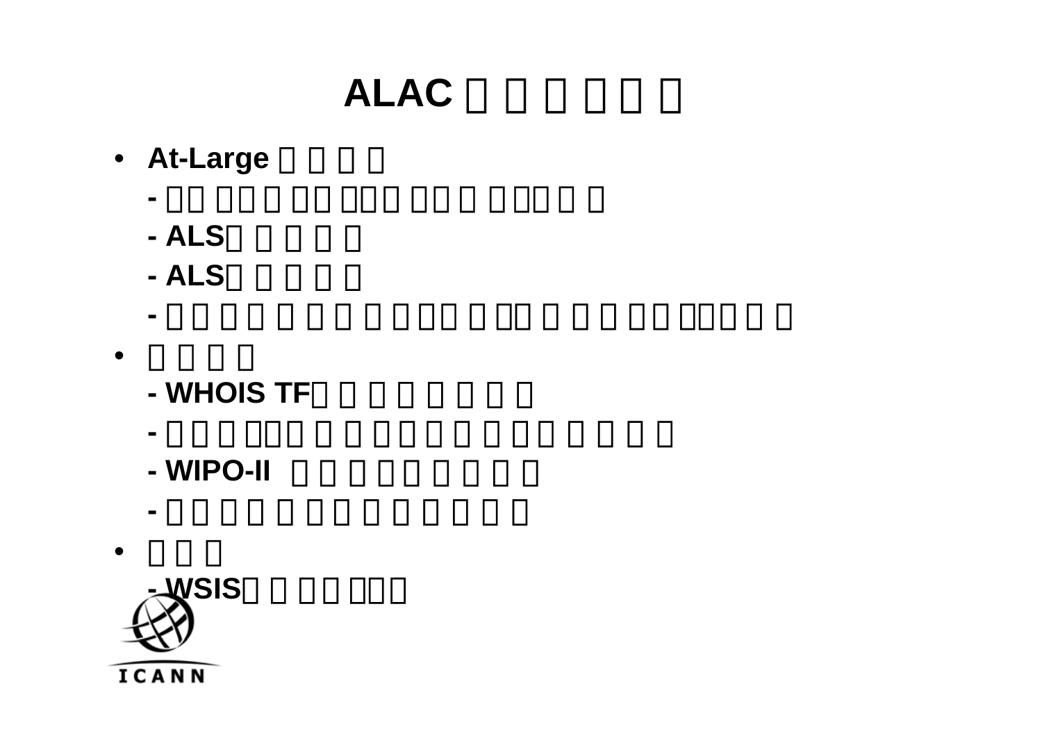# ALAC

- At-Large
  -
  - ALS
  - ALS
  -
-
  - WHOIS TF
  -
  - WIPO-II
  -
-
  - WSIS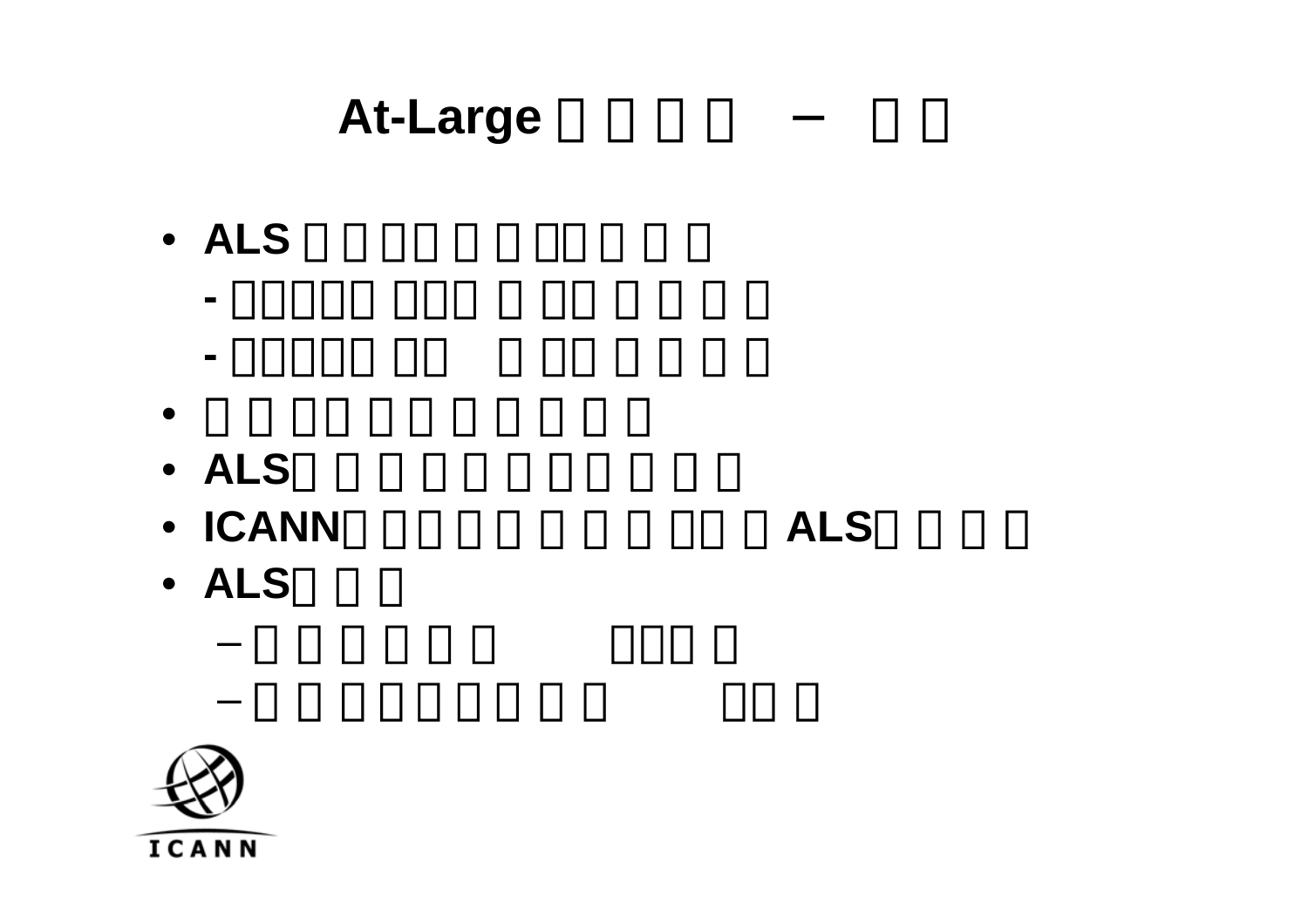# At-Large □ □ □ □ – □ □

- ALS □ □ □□ □ □ □.□ □ □

  -□□□□□ □□□ □ □□ □ □ □ □

  -□□□□□ □□ □ □□ □ □ □ □

- □ □ □□ □ □ □ □ □ □
- ALS□ □ □ □ □ □ □□ □ □
- ICANN□ □□ □ □ □ □ □ □□ □ALS□ □ □ □
- ALS□ □ □
  - □ □ □ □ □ □ □□□ □
  - □ □ □ □ □ □ □ □ □□ □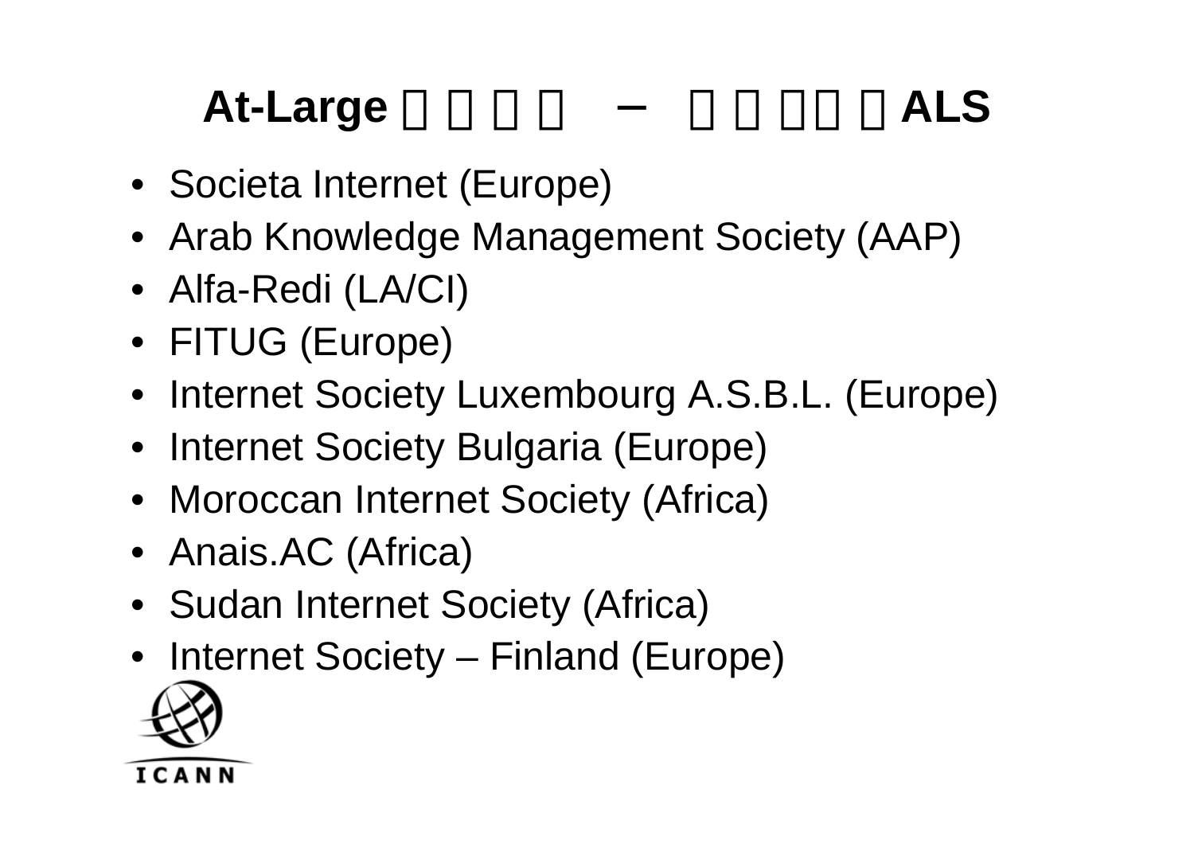# At-Large    –    ALS

- Societa Internet (Europe)
- Arab Knowledge Management Society (AAP)
- Alfa-Redi (LA/CI)
- FITUG (Europe)
- Internet Society Luxembourg A.S.B.L. (Europe)
- Internet Society Bulgaria (Europe)
- Moroccan Internet Society (Africa)
- Anais.AC (Africa)
- Sudan Internet Society (Africa)
- Internet Society – Finland (Europe)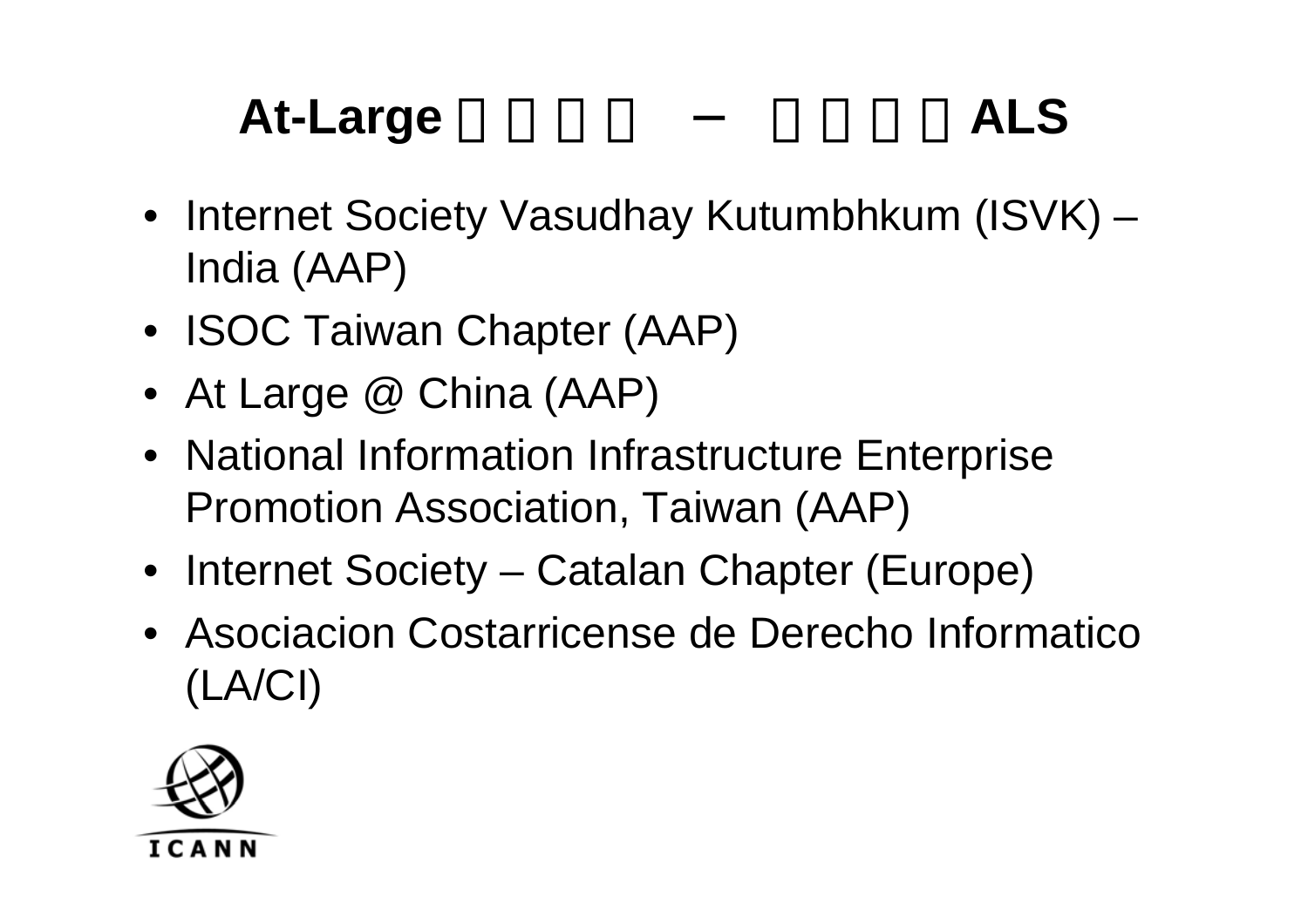# At-Large □□□□ – □□□□ALS

- Internet Society Vasudhay Kutumbhkum (ISVK) – India (AAP)
- ISOC Taiwan Chapter (AAP)
- At Large @ China (AAP)
- National Information Infrastructure Enterprise Promotion Association, Taiwan (AAP)
- Internet Society – Catalan Chapter (Europe)
- Asociacion Costarricense de Derecho Informatico (LA/CI)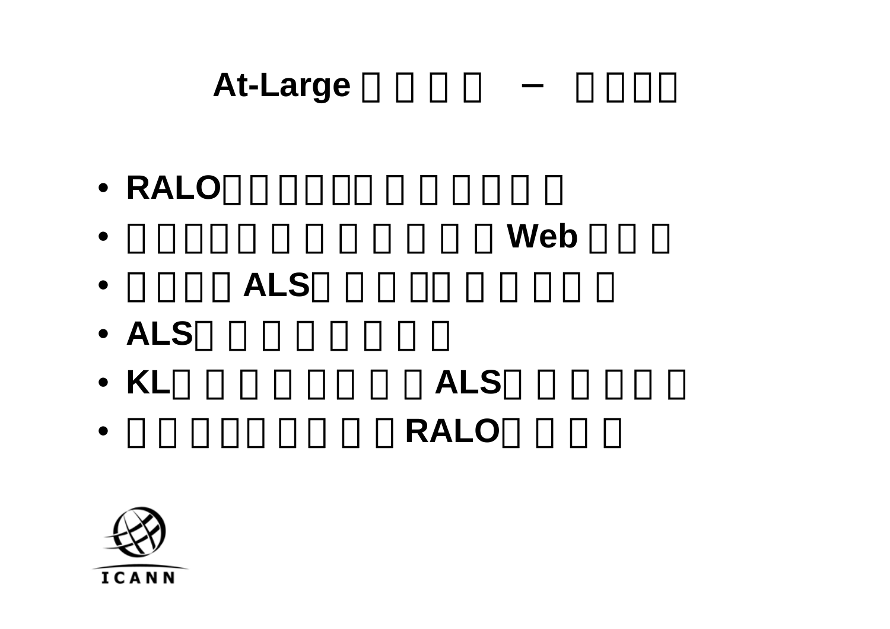# At-Large □□□□ − □□□□

- RALO□□□□□□□□□□□
- □□□□□□□□□□□□Web□□□
- □□□□ALS□□□□□□□□□
- ALS□□□□□□□□
- KL□□□□□□□□ALS□□□□□
- □□□□□□□□□RALO□□□□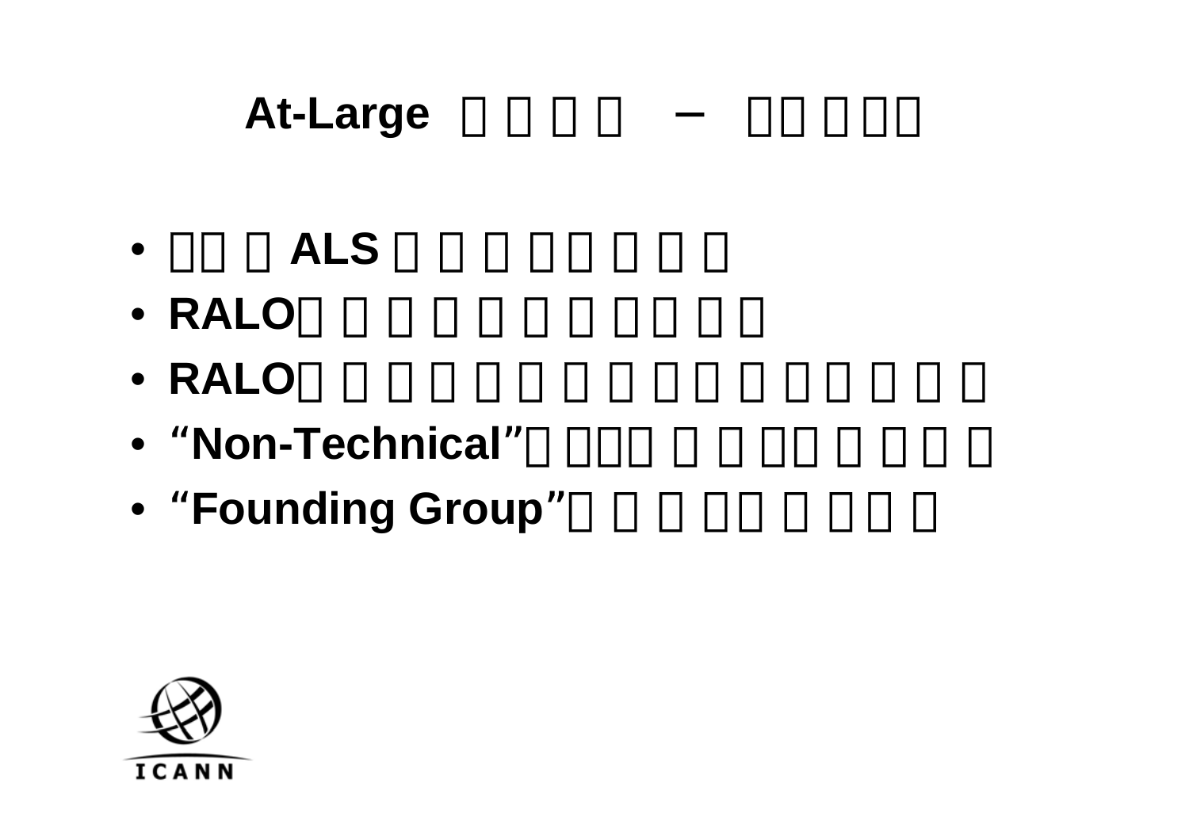# At-Large

- ALS
- RALO
- RALO
- “Non-Technical”
- “Founding Group”

ICANN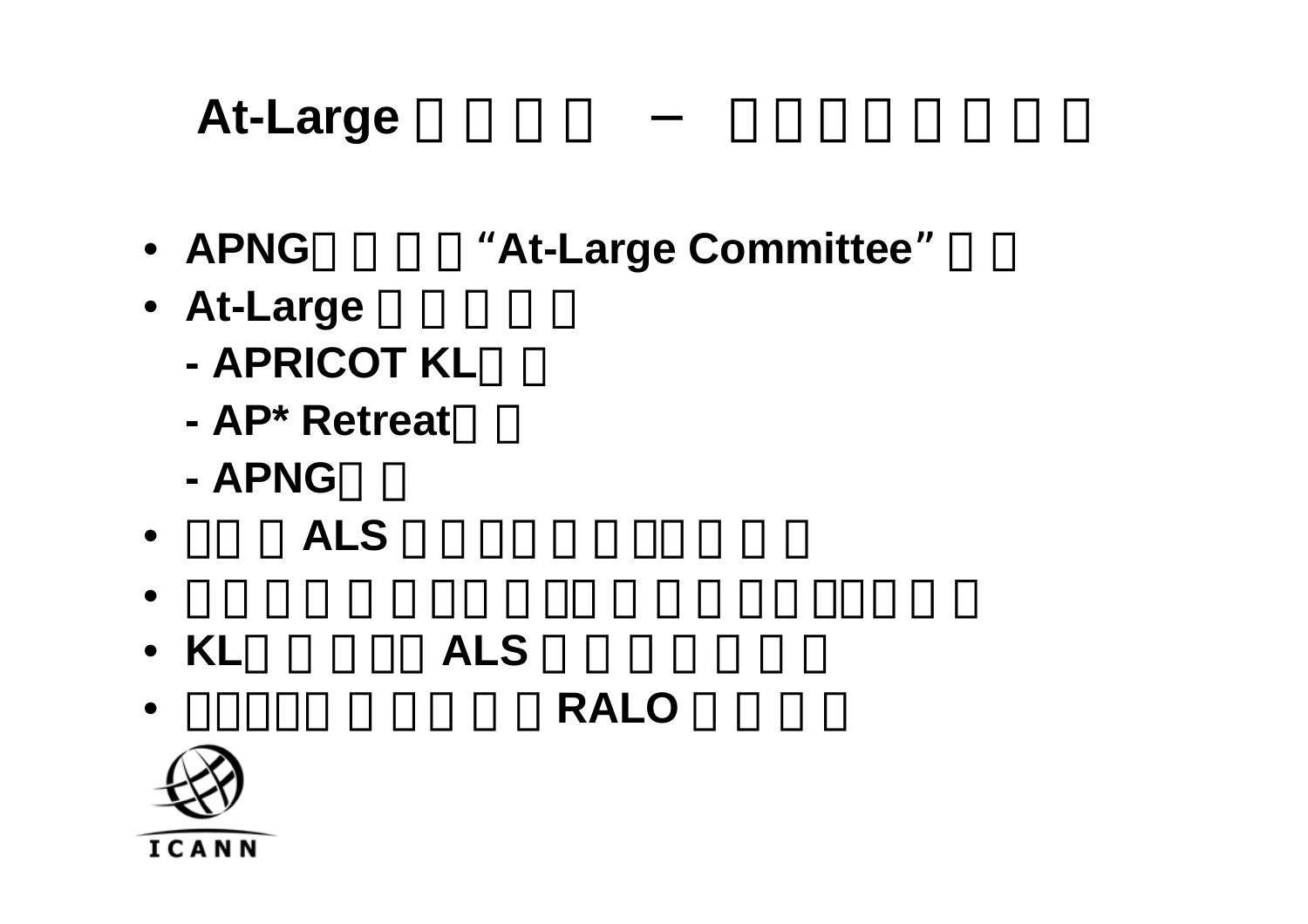# At-Large □ □ □ □ – □ □ □ □ □ □ □

- APNG□ □ □ □ "At-Large Committee" □ □
- At-Large □ □ □ □ □
  - APRICOT KL□ □
  - AP* Retreat□ □
  - APNG□ □
- □□ □ ALS□ □ □□ □ □ □□ □ □ □
- □ □ □ □ □ □ □□ □ □□ □ □ □ □□ □□□ □ □
- KL□ □ □ □□ ALS□ □ □ □ □ □ □
- □□□□□ □ □ □ □ □ RALO□ □ □ □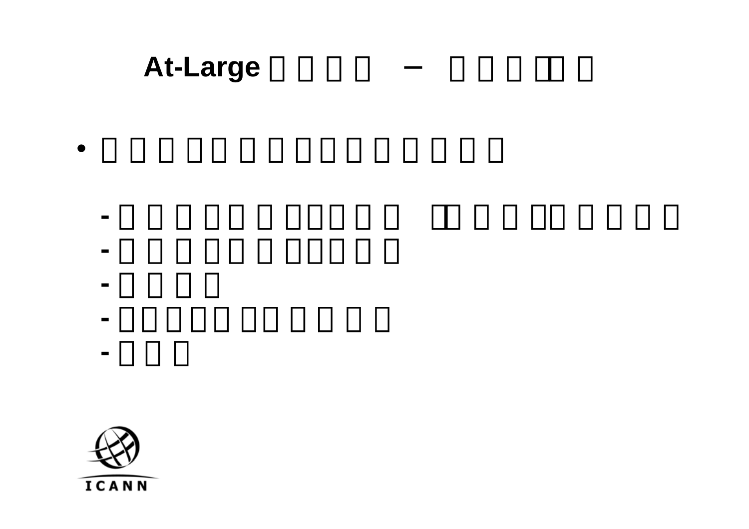# At-Large □□□□ − □□□□□

- □□□□□□□□□□□□□□

  -□□□□□□□□□□ □□□□□□□□□
  -□□□□□□□□□□
  -□□□□
  -□□□□□□□□□□
  -□□□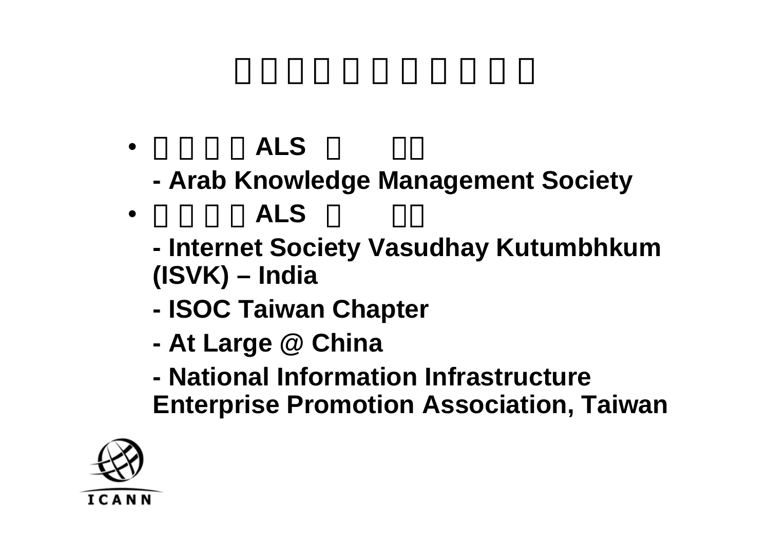- ALS

  - Arab Knowledge Management Society

- ALS

  - Internet Society Vasudhay Kutumbhkum (ISVK) – India

  - ISOC Taiwan Chapter

  - At Large @ China

  - National Information Infrastructure Enterprise Promotion Association, Taiwan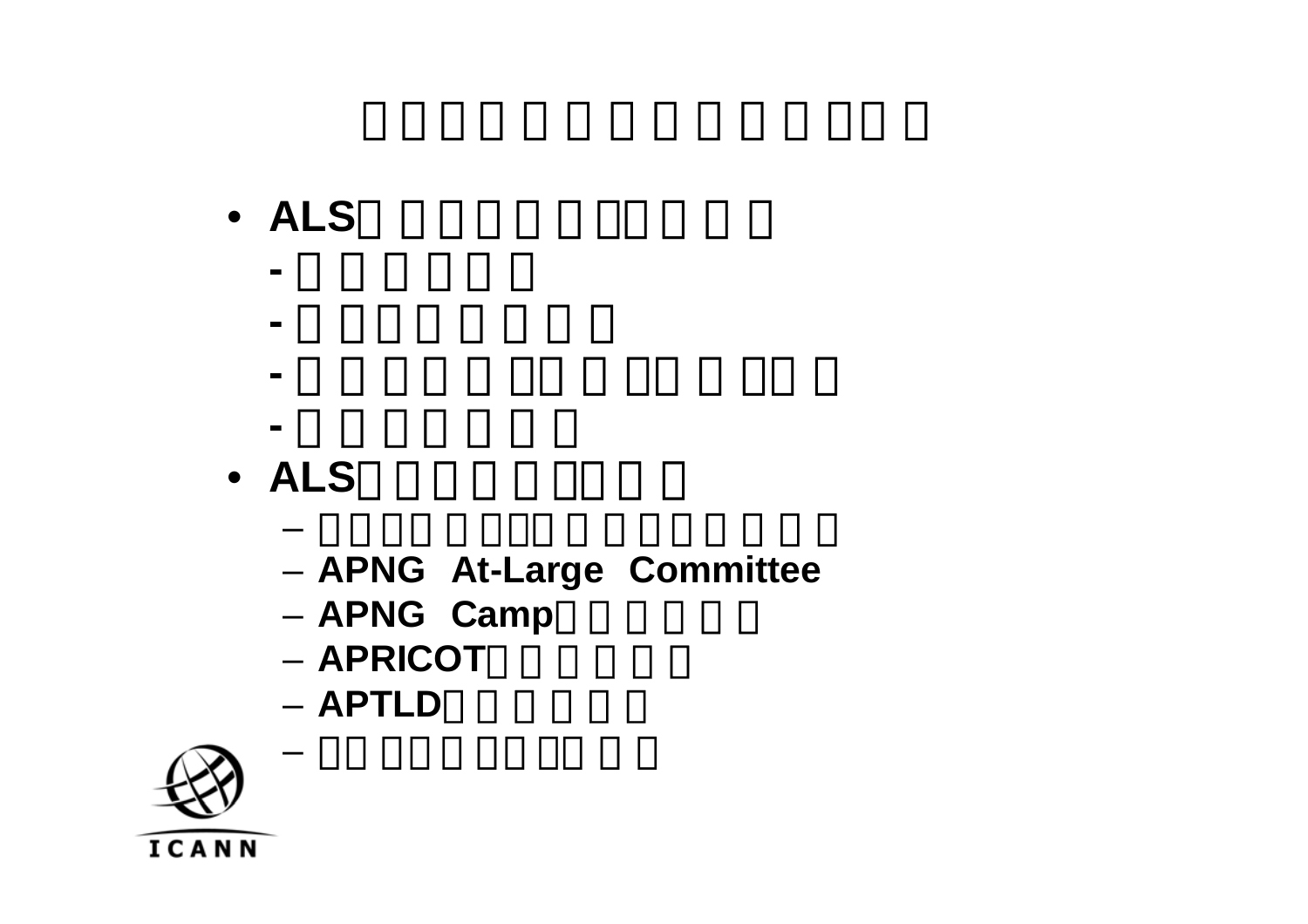- ALS
  - -
  - -
  - -
  - -
- ALS
  - APNG At-Large Committee
  - APNG Camp
  - APRICOT
  - APTLD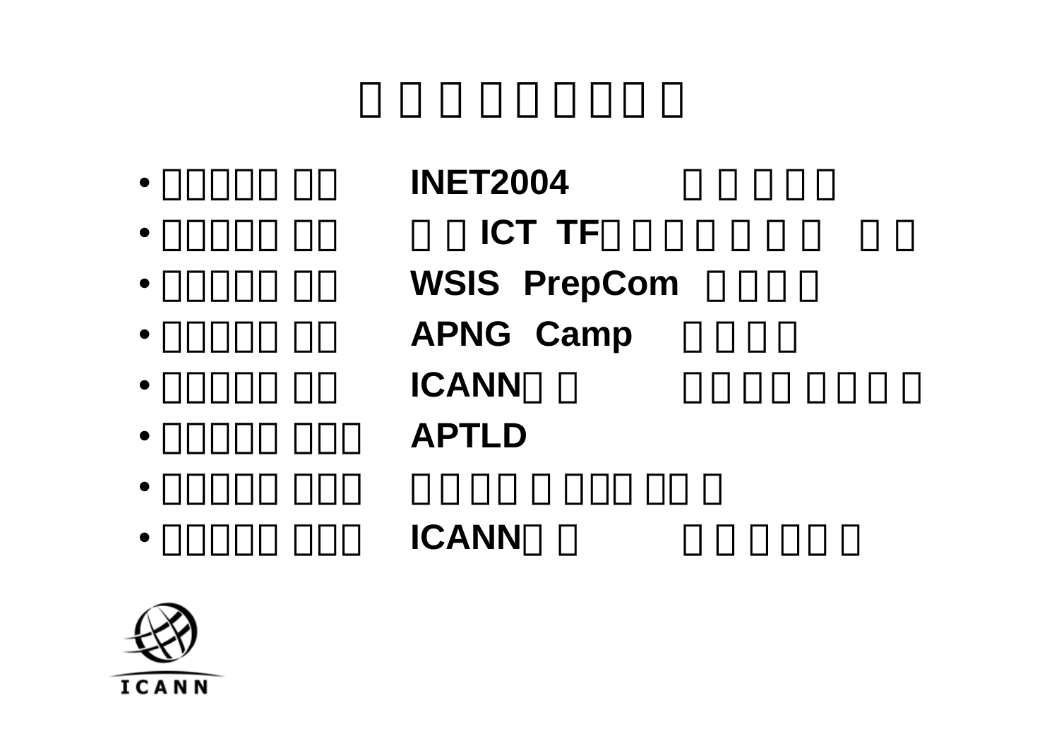- INET2004
- ICT TF
- WSIS PrepCom
- APNG Camp
- ICANN
- APTLD
- 
- ICANN